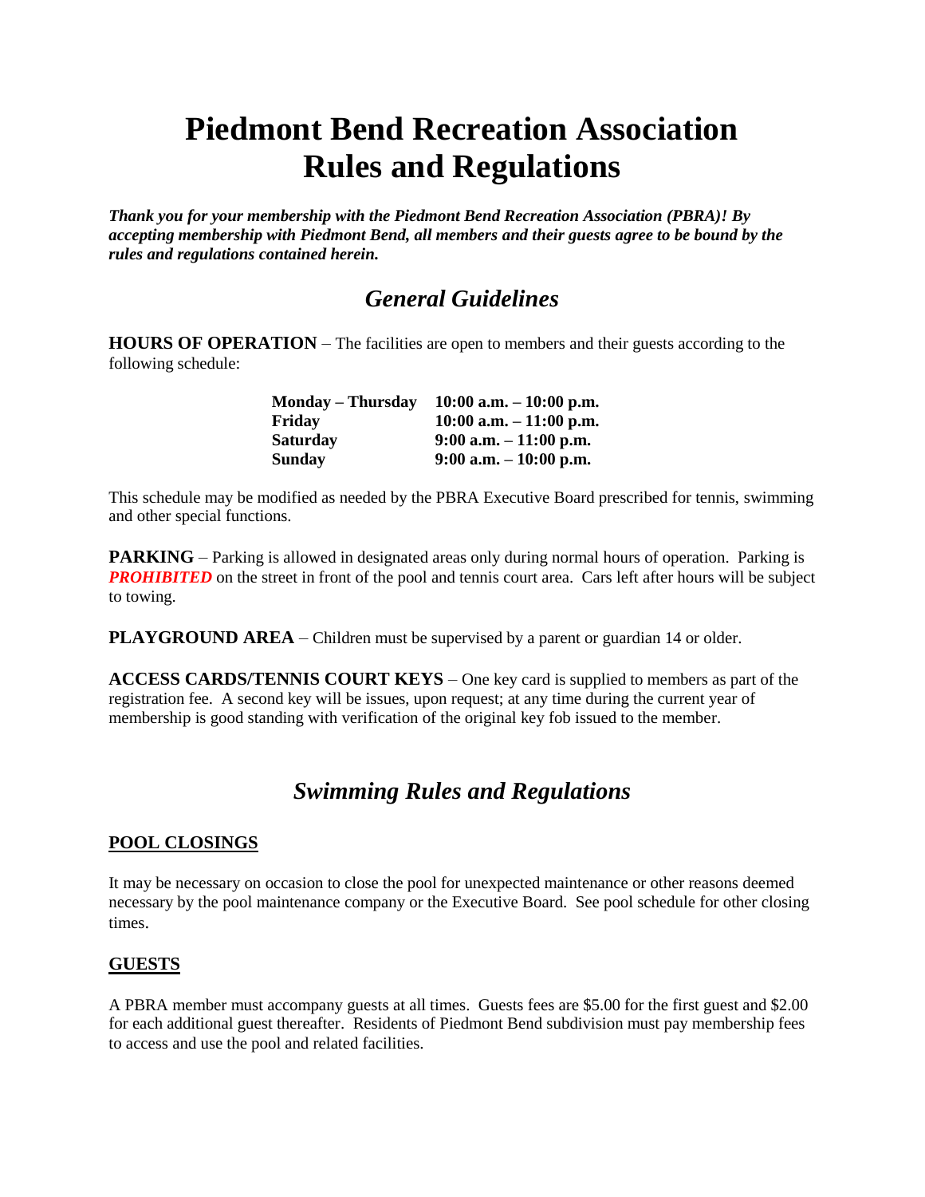# Piedmont Bend Recreation Association
# Rules and Regulations

***Thank you for your membership with the Piedmont Bend Recreation Association (PBRA)! By accepting membership with Piedmont Bend, all members and their guests agree to be bound by the rules and regulations contained herein.***

## *General Guidelines*

**HOURS OF OPERATION** – The facilities are open to members and their guests according to the following schedule:

| | |
|---|---|
| **Monday – Thursday** | **10:00 a.m. – 10:00 p.m.** |
| **Friday** | **10:00 a.m. – 11:00 p.m.** |
| **Saturday** | **9:00 a.m. – 11:00 p.m.** |
| **Sunday** | **9:00 a.m. – 10:00 p.m.** |

This schedule may be modified as needed by the PBRA Executive Board prescribed for tennis, swimming and other special functions.

**PARKING** – Parking is allowed in designated areas only during normal hours of operation. Parking is ***PROHIBITED*** on the street in front of the pool and tennis court area. Cars left after hours will be subject to towing.

**PLAYGROUND AREA** – Children must be supervised by a parent or guardian 14 or older.

**ACCESS CARDS/TENNIS COURT KEYS** – One key card is supplied to members as part of the registration fee. A second key will be issues, upon request; at any time during the current year of membership is good standing with verification of the original key fob issued to the member.

## *Swimming Rules and Regulations*

### POOL CLOSINGS

It may be necessary on occasion to close the pool for unexpected maintenance or other reasons deemed necessary by the pool maintenance company or the Executive Board. See pool schedule for other closing times.

### GUESTS

A PBRA member must accompany guests at all times. Guests fees are $5.00 for the first guest and $2.00 for each additional guest thereafter. Residents of Piedmont Bend subdivision must pay membership fees to access and use the pool and related facilities.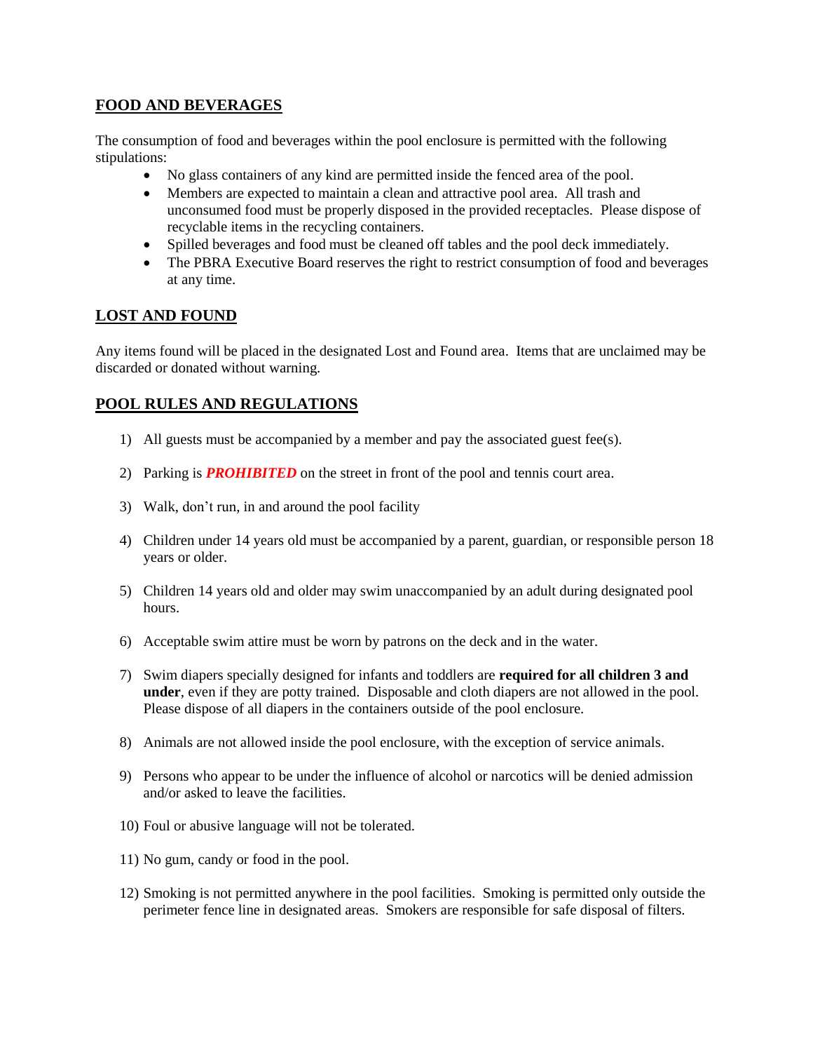## FOOD AND BEVERAGES

The consumption of food and beverages within the pool enclosure is permitted with the following stipulations:

- No glass containers of any kind are permitted inside the fenced area of the pool.
- Members are expected to maintain a clean and attractive pool area. All trash and unconsumed food must be properly disposed in the provided receptacles. Please dispose of recyclable items in the recycling containers.
- Spilled beverages and food must be cleaned off tables and the pool deck immediately.
- The PBRA Executive Board reserves the right to restrict consumption of food and beverages at any time.

## LOST AND FOUND

Any items found will be placed in the designated Lost and Found area. Items that are unclaimed may be discarded or donated without warning.

## POOL RULES AND REGULATIONS

1) All guests must be accompanied by a member and pay the associated guest fee(s).

2) Parking is ***PROHIBITED*** on the street in front of the pool and tennis court area.

3) Walk, don't run, in and around the pool facility

4) Children under 14 years old must be accompanied by a parent, guardian, or responsible person 18 years or older.

5) Children 14 years old and older may swim unaccompanied by an adult during designated pool hours.

6) Acceptable swim attire must be worn by patrons on the deck and in the water.

7) Swim diapers specially designed for infants and toddlers are **required for all children 3 and under**, even if they are potty trained. Disposable and cloth diapers are not allowed in the pool. Please dispose of all diapers in the containers outside of the pool enclosure.

8) Animals are not allowed inside the pool enclosure, with the exception of service animals.

9) Persons who appear to be under the influence of alcohol or narcotics will be denied admission and/or asked to leave the facilities.

10) Foul or abusive language will not be tolerated.

11) No gum, candy or food in the pool.

12) Smoking is not permitted anywhere in the pool facilities. Smoking is permitted only outside the perimeter fence line in designated areas. Smokers are responsible for safe disposal of filters.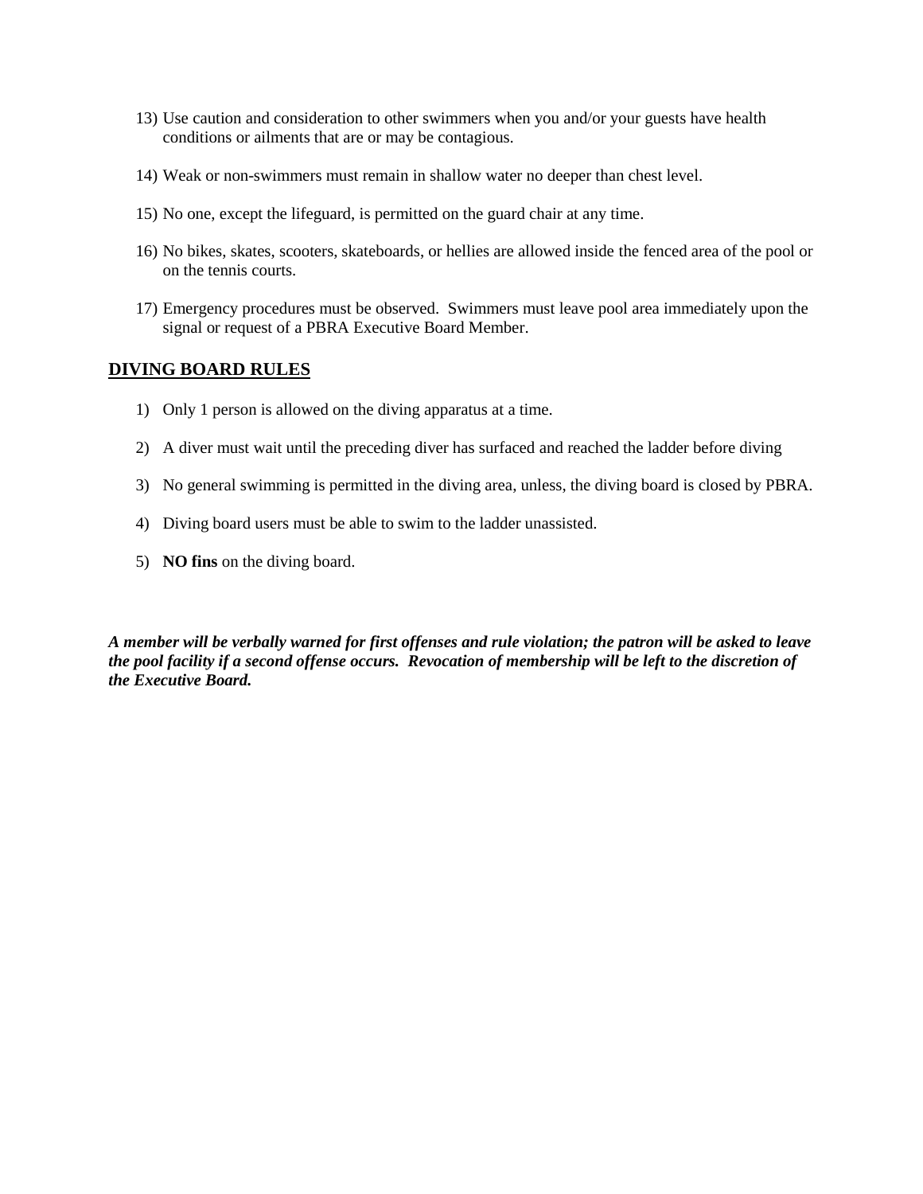13) Use caution and consideration to other swimmers when you and/or your guests have health conditions or ailments that are or may be contagious.

14) Weak or non-swimmers must remain in shallow water no deeper than chest level.

15) No one, except the lifeguard, is permitted on the guard chair at any time.

16) No bikes, skates, scooters, skateboards, or hellies are allowed inside the fenced area of the pool or on the tennis courts.

17) Emergency procedures must be observed. Swimmers must leave pool area immediately upon the signal or request of a PBRA Executive Board Member.

## DIVING BOARD RULES

1) Only 1 person is allowed on the diving apparatus at a time.

2) A diver must wait until the preceding diver has surfaced and reached the ladder before diving

3) No general swimming is permitted in the diving area, unless, the diving board is closed by PBRA.

4) Diving board users must be able to swim to the ladder unassisted.

5) **NO fins** on the diving board.

***A member will be verbally warned for first offenses and rule violation; the patron will be asked to leave the pool facility if a second offense occurs. Revocation of membership will be left to the discretion of the Executive Board.***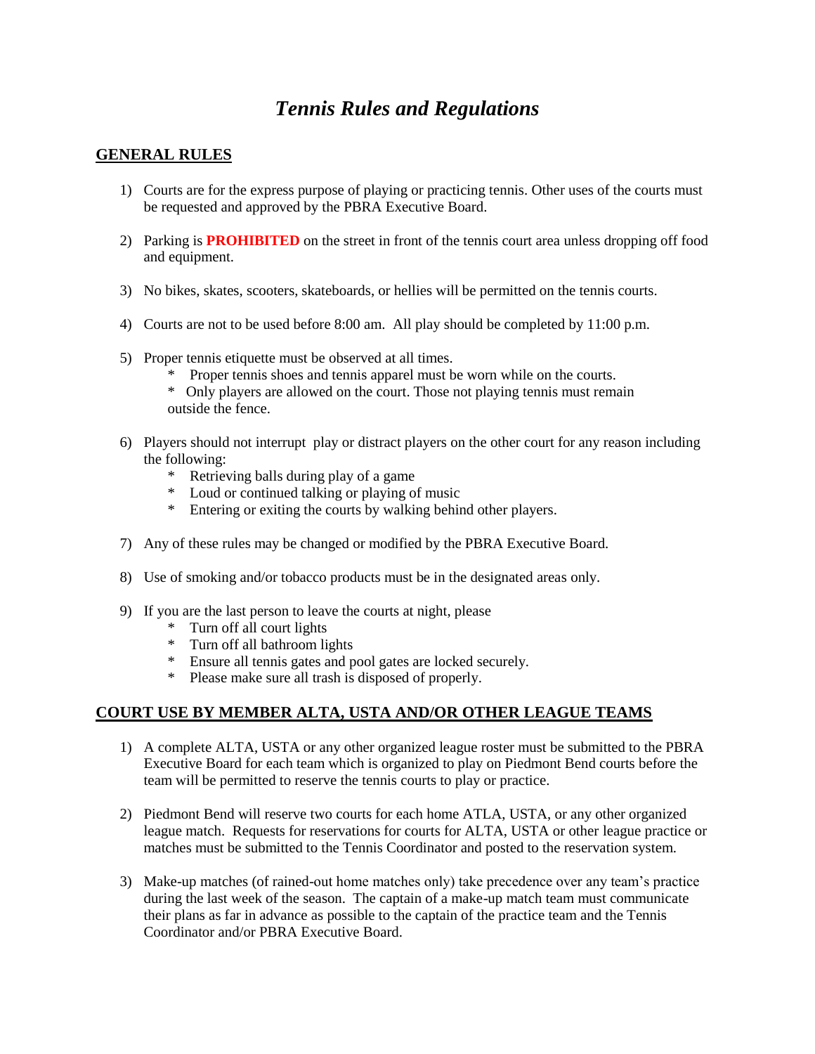# *Tennis Rules and Regulations*

## GENERAL RULES

1) Courts are for the express purpose of playing or practicing tennis. Other uses of the courts must be requested and approved by the PBRA Executive Board.

2) Parking is **PROHIBITED** on the street in front of the tennis court area unless dropping off food and equipment.

3) No bikes, skates, scooters, skateboards, or hellies will be permitted on the tennis courts.

4) Courts are not to be used before 8:00 am. All play should be completed by 11:00 p.m.

5) Proper tennis etiquette must be observed at all times.
   * Proper tennis shoes and tennis apparel must be worn while on the courts.
   * Only players are allowed on the court. Those not playing tennis must remain outside the fence.

6) Players should not interrupt play or distract players on the other court for any reason including the following:
   * Retrieving balls during play of a game
   * Loud or continued talking or playing of music
   * Entering or exiting the courts by walking behind other players.

7) Any of these rules may be changed or modified by the PBRA Executive Board.

8) Use of smoking and/or tobacco products must be in the designated areas only.

9) If you are the last person to leave the courts at night, please
   * Turn off all court lights
   * Turn off all bathroom lights
   * Ensure all tennis gates and pool gates are locked securely.
   * Please make sure all trash is disposed of properly.

## COURT USE BY MEMBER ALTA, USTA AND/OR OTHER LEAGUE TEAMS

1) A complete ALTA, USTA or any other organized league roster must be submitted to the PBRA Executive Board for each team which is organized to play on Piedmont Bend courts before the team will be permitted to reserve the tennis courts to play or practice.

2) Piedmont Bend will reserve two courts for each home ATLA, USTA, or any other organized league match. Requests for reservations for courts for ALTA, USTA or other league practice or matches must be submitted to the Tennis Coordinator and posted to the reservation system.

3) Make-up matches (of rained-out home matches only) take precedence over any team's practice during the last week of the season. The captain of a make-up match team must communicate their plans as far in advance as possible to the captain of the practice team and the Tennis Coordinator and/or PBRA Executive Board.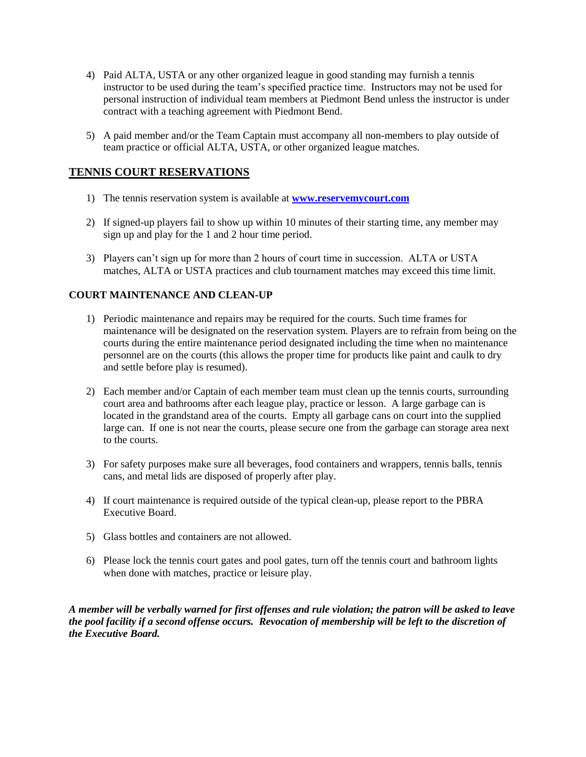4) Paid ALTA, USTA or any other organized league in good standing may furnish a tennis instructor to be used during the team's specified practice time. Instructors may not be used for personal instruction of individual team members at Piedmont Bend unless the instructor is under contract with a teaching agreement with Piedmont Bend.

5) A paid member and/or the Team Captain must accompany all non-members to play outside of team practice or official ALTA, USTA, or other organized league matches.

## TENNIS COURT RESERVATIONS

1) The tennis reservation system is available at **www.reservemycourt.com**

2) If signed-up players fail to show up within 10 minutes of their starting time, any member may sign up and play for the 1 and 2 hour time period.

3) Players can't sign up for more than 2 hours of court time in succession. ALTA or USTA matches, ALTA or USTA practices and club tournament matches may exceed this time limit.

### COURT MAINTENANCE AND CLEAN-UP

1) Periodic maintenance and repairs may be required for the courts. Such time frames for maintenance will be designated on the reservation system. Players are to refrain from being on the courts during the entire maintenance period designated including the time when no maintenance personnel are on the courts (this allows the proper time for products like paint and caulk to dry and settle before play is resumed).

2) Each member and/or Captain of each member team must clean up the tennis courts, surrounding court area and bathrooms after each league play, practice or lesson. A large garbage can is located in the grandstand area of the courts. Empty all garbage cans on court into the supplied large can. If one is not near the courts, please secure one from the garbage can storage area next to the courts.

3) For safety purposes make sure all beverages, food containers and wrappers, tennis balls, tennis cans, and metal lids are disposed of properly after play.

4) If court maintenance is required outside of the typical clean-up, please report to the PBRA Executive Board.

5) Glass bottles and containers are not allowed.

6) Please lock the tennis court gates and pool gates, turn off the tennis court and bathroom lights when done with matches, practice or leisure play.

***A member will be verbally warned for first offenses and rule violation; the patron will be asked to leave the pool facility if a second offense occurs. Revocation of membership will be left to the discretion of the Executive Board.***